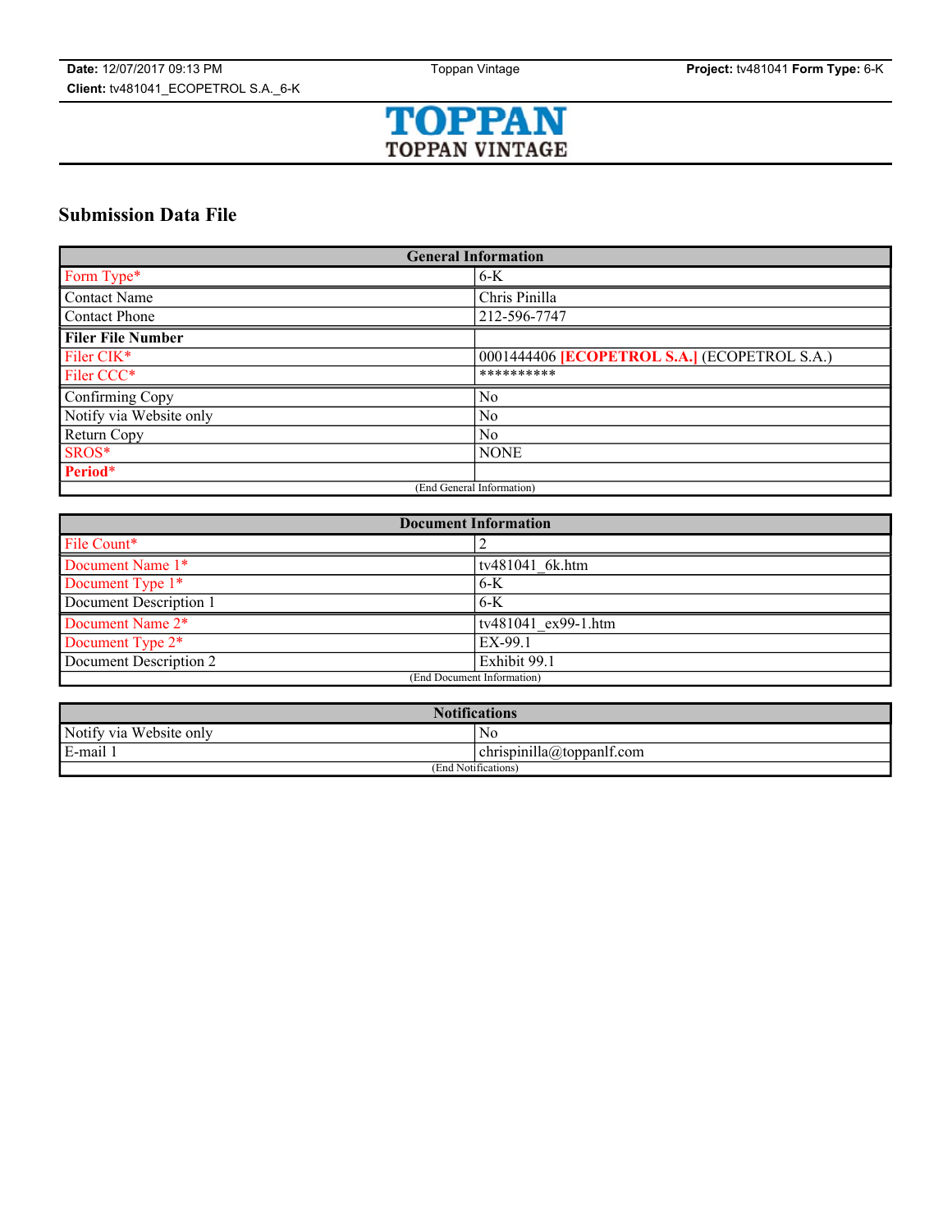# Submission Data File

| General Information | |
|---|---|
| Form Type* | 6-K |
| Contact Name | Chris Pinilla |
| Contact Phone | 212-596-7747 |
| **Filer File Number** | |
| Filer CIK* | 0001444406 **[ECOPETROL S.A.]** (ECOPETROL S.A.) |
| Filer CCC* | ********** |
| Confirming Copy | No |
| Notify via Website only | No |
| Return Copy | No |
| SROS* | NONE |
| **Period*** | |
| (End General Information) | |

| Document Information | |
|---|---|
| File Count* | 2 |
| Document Name 1* | tv481041_6k.htm |
| Document Type 1* | 6-K |
| Document Description 1 | 6-K |
| Document Name 2* | tv481041_ex99-1.htm |
| Document Type 2* | EX-99.1 |
| Document Description 2 | Exhibit 99.1 |
| (End Document Information) | |

| Notifications | |
|---|---|
| Notify via Website only | No |
| E-mail 1 | chrispinilla@toppanlf.com |
| (End Notifications) | |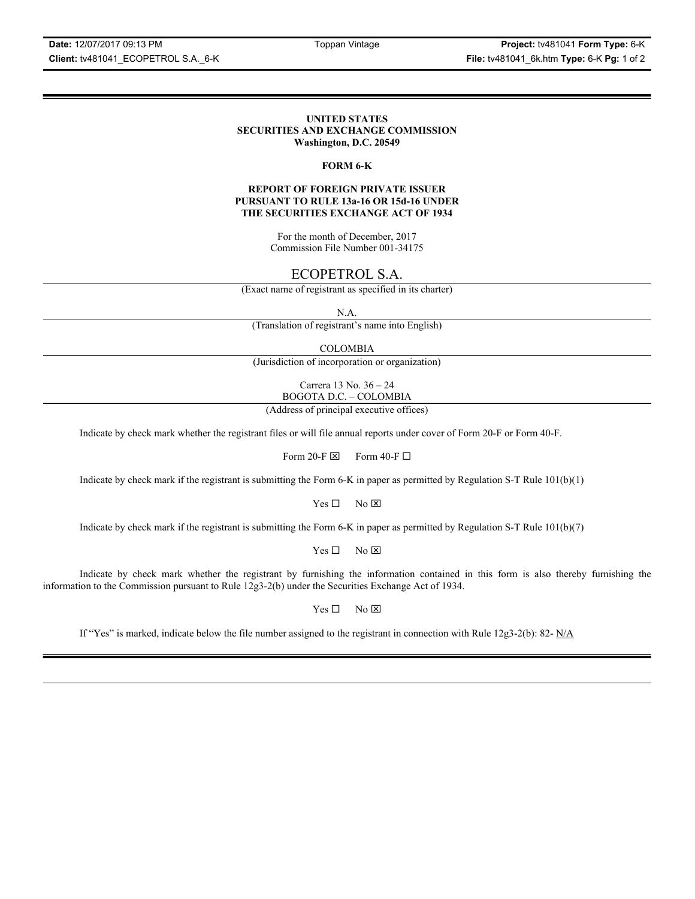**UNITED STATES**
**SECURITIES AND EXCHANGE COMMISSION**
**Washington, D.C. 20549**

**FORM 6-K**

**REPORT OF FOREIGN PRIVATE ISSUER**
**PURSUANT TO RULE 13a-16 OR 15d-16 UNDER**
**THE SECURITIES EXCHANGE ACT OF 1934**

For the month of December, 2017
Commission File Number 001-34175

# ECOPETROL S.A.

(Exact name of registrant as specified in its charter)

N.A.

(Translation of registrant's name into English)

COLOMBIA

(Jurisdiction of incorporation or organization)

Carrera 13 No. 36 – 24
BOGOTA D.C. – COLOMBIA

(Address of principal executive offices)

Indicate by check mark whether the registrant files or will file annual reports under cover of Form 20-F or Form 40-F.

Form 20-F ☒ Form 40-F ☐

Indicate by check mark if the registrant is submitting the Form 6-K in paper as permitted by Regulation S-T Rule 101(b)(1)

Yes ☐ No ☒

Indicate by check mark if the registrant is submitting the Form 6-K in paper as permitted by Regulation S-T Rule 101(b)(7)

Yes ☐ No ☒

Indicate by check mark whether the registrant by furnishing the information contained in this form is also thereby furnishing the information to the Commission pursuant to Rule 12g3-2(b) under the Securities Exchange Act of 1934.

Yes ☐ No ☒

If "Yes" is marked, indicate below the file number assigned to the registrant in connection with Rule 12g3-2(b): 82- N/A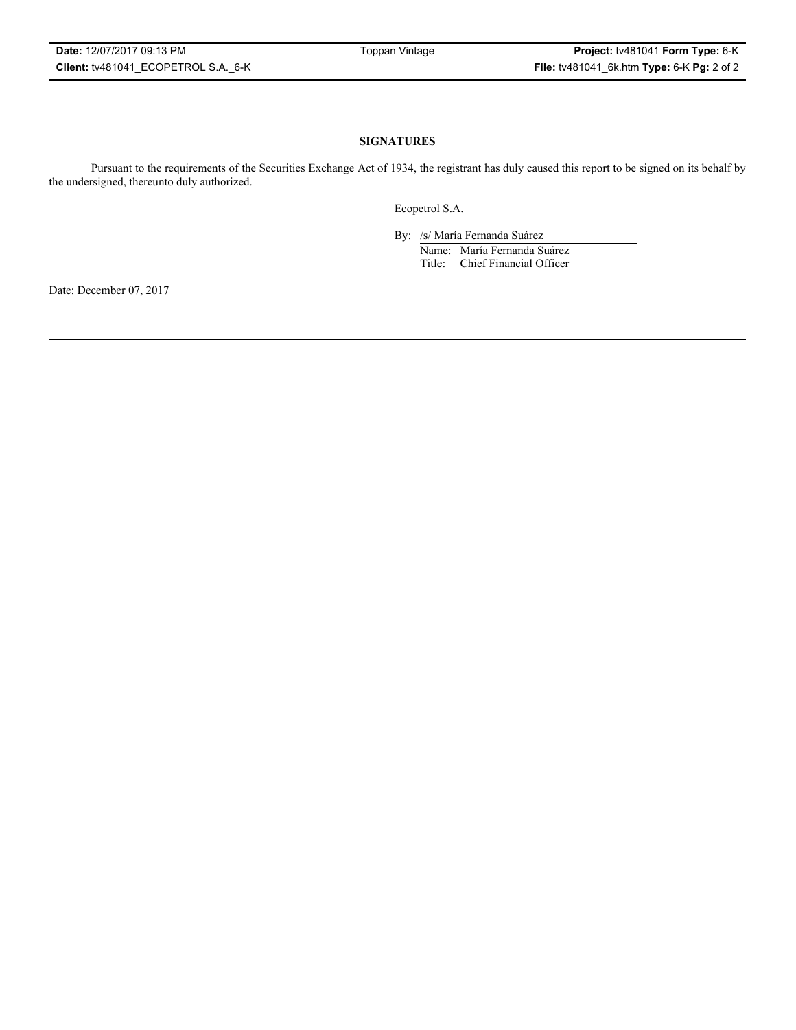## SIGNATURES

Pursuant to the requirements of the Securities Exchange Act of 1934, the registrant has duly caused this report to be signed on its behalf by the undersigned, thereunto duly authorized.

Ecopetrol S.A.

By: /s/ María Fernanda Suárez

Name: María Fernanda Suárez

Title: Chief Financial Officer

Date: December 07, 2017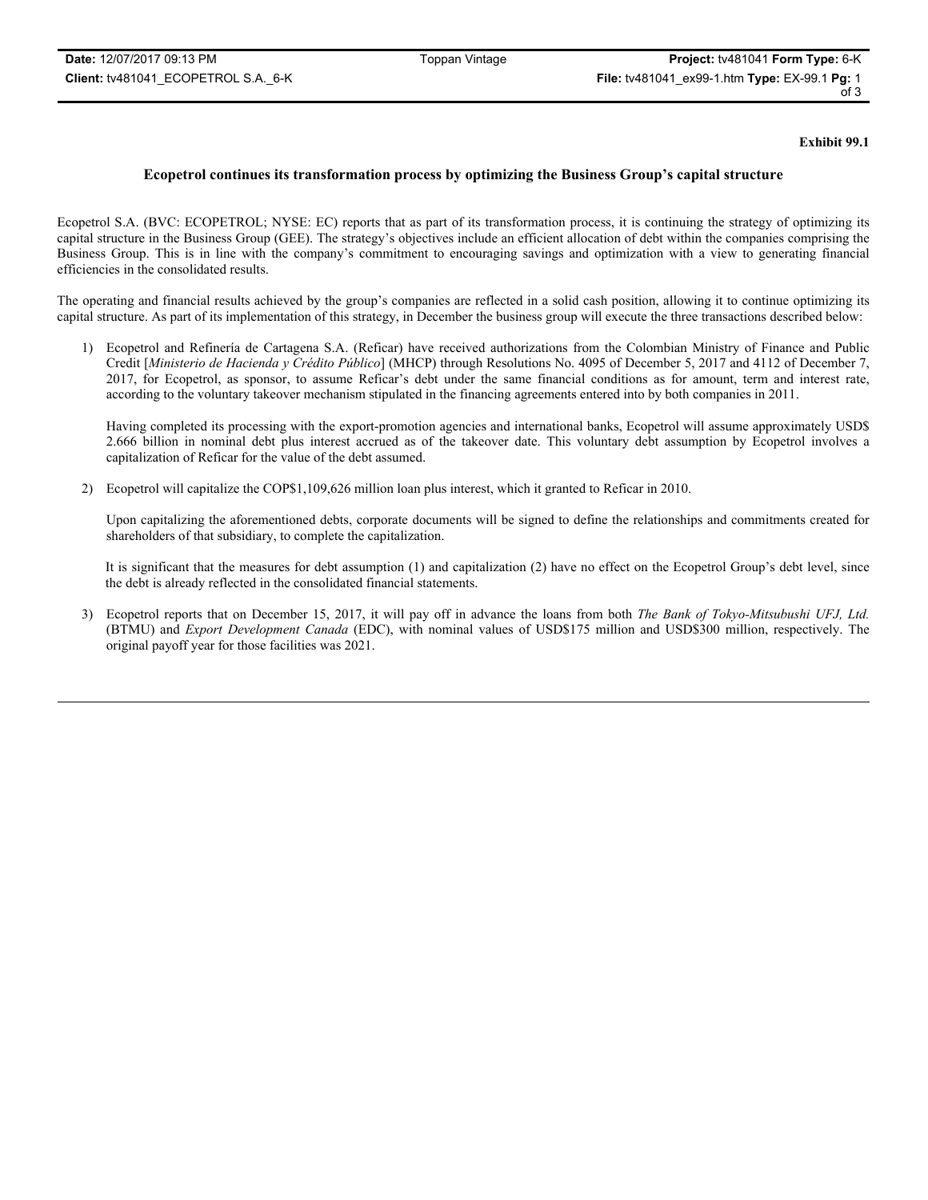**Exhibit 99.1**

**Ecopetrol continues its transformation process by optimizing the Business Group's capital structure**

Ecopetrol S.A. (BVC: ECOPETROL; NYSE: EC) reports that as part of its transformation process, it is continuing the strategy of optimizing its capital structure in the Business Group (GEE). The strategy's objectives include an efficient allocation of debt within the companies comprising the Business Group. This is in line with the company's commitment to encouraging savings and optimization with a view to generating financial efficiencies in the consolidated results.

The operating and financial results achieved by the group's companies are reflected in a solid cash position, allowing it to continue optimizing its capital structure. As part of its implementation of this strategy, in December the business group will execute the three transactions described below:

1) Ecopetrol and Refinería de Cartagena S.A. (Reficar) have received authorizations from the Colombian Ministry of Finance and Public Credit [*Ministerio de Hacienda y Crédito Público*] (MHCP) through Resolutions No. 4095 of December 5, 2017 and 4112 of December 7, 2017, for Ecopetrol, as sponsor, to assume Reficar's debt under the same financial conditions as for amount, term and interest rate, according to the voluntary takeover mechanism stipulated in the financing agreements entered into by both companies in 2011.

   Having completed its processing with the export-promotion agencies and international banks, Ecopetrol will assume approximately USD$ 2.666 billion in nominal debt plus interest accrued as of the takeover date. This voluntary debt assumption by Ecopetrol involves a capitalization of Reficar for the value of the debt assumed.

2) Ecopetrol will capitalize the COP$1,109,626 million loan plus interest, which it granted to Reficar in 2010.

   Upon capitalizing the aforementioned debts, corporate documents will be signed to define the relationships and commitments created for shareholders of that subsidiary, to complete the capitalization.

   It is significant that the measures for debt assumption (1) and capitalization (2) have no effect on the Ecopetrol Group's debt level, since the debt is already reflected in the consolidated financial statements.

3) Ecopetrol reports that on December 15, 2017, it will pay off in advance the loans from both *The Bank of Tokyo-Mitsubushi UFJ, Ltd.* (BTMU) and *Export Development Canada* (EDC), with nominal values of USD$175 million and USD$300 million, respectively. The original payoff year for those facilities was 2021.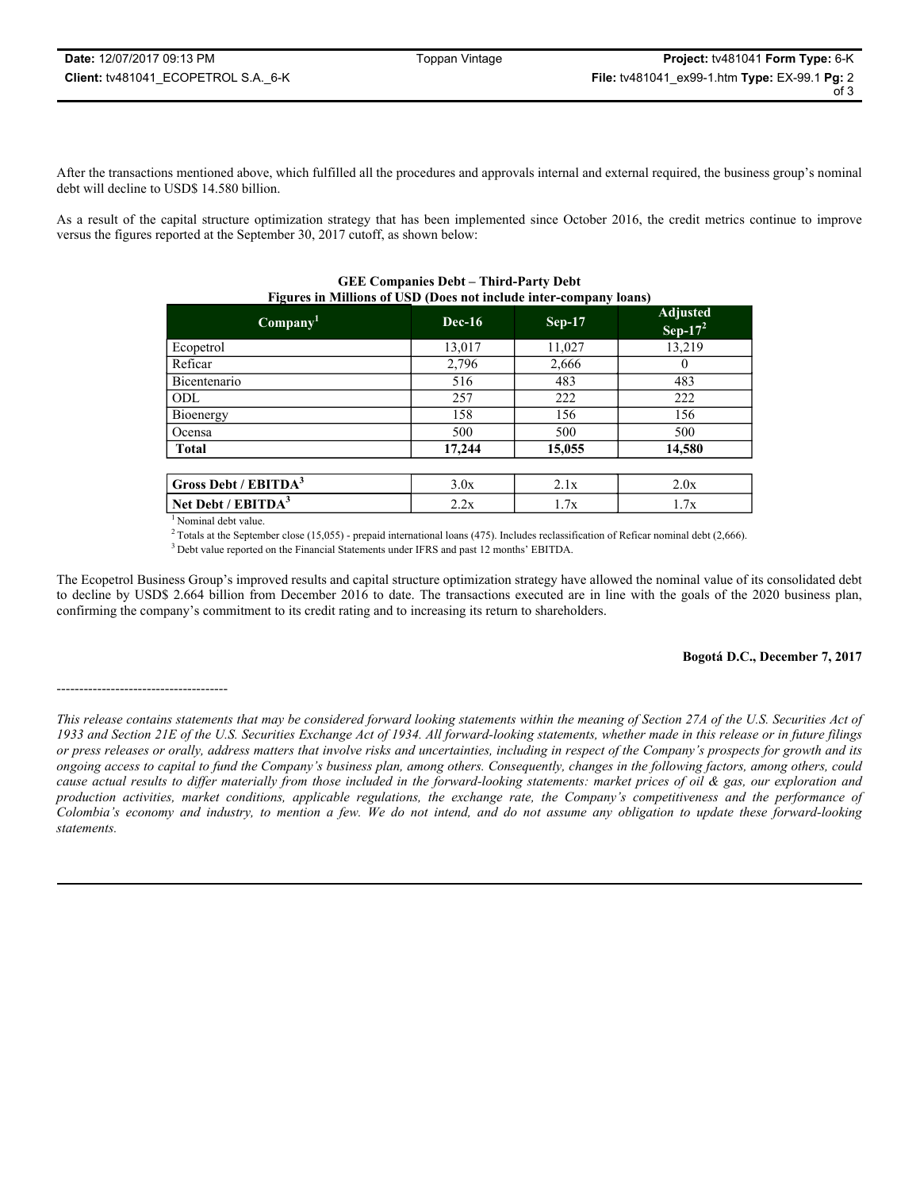After the transactions mentioned above, which fulfilled all the procedures and approvals internal and external required, the business group's nominal debt will decline to USD$ 14.580 billion.

As a result of the capital structure optimization strategy that has been implemented since October 2016, the credit metrics continue to improve versus the figures reported at the September 30, 2017 cutoff, as shown below:

**GEE Companies Debt – Third-Party Debt**
**Figures in Millions of USD (Does not include inter-company loans)**

| Company[1] | Dec-16 | Sep-17 | Adjusted Sep-17[2] |
|---|---|---|---|
| Ecopetrol | 13,017 | 11,027 | 13,219 |
| Reficar | 2,796 | 2,666 | 0 |
| Bicentenario | 516 | 483 | 483 |
| ODL | 257 | 222 | 222 |
| Bioenergy | 158 | 156 | 156 |
| Ocensa | 500 | 500 | 500 |
| **Total** | **17,244** | **15,055** | **14,580** |
| | | | |
| **Gross Debt / EBITDA[3]** | 3.0x | 2.1x | 2.0x |
| **Net Debt / EBITDA[3]** | 2.2x | 1.7x | 1.7x |

[1] Nominal debt value.

[2] Totals at the September close (15,055) - prepaid international loans (475). Includes reclassification of Reficar nominal debt (2,666).

[3] Debt value reported on the Financial Statements under IFRS and past 12 months' EBITDA.

The Ecopetrol Business Group's improved results and capital structure optimization strategy have allowed the nominal value of its consolidated debt to decline by USD$ 2.664 billion from December 2016 to date. The transactions executed are in line with the goals of the 2020 business plan, confirming the company's commitment to its credit rating and to increasing its return to shareholders.

**Bogotá D.C., December 7, 2017**

---

*This release contains statements that may be considered forward looking statements within the meaning of Section 27A of the U.S. Securities Act of 1933 and Section 21E of the U.S. Securities Exchange Act of 1934. All forward-looking statements, whether made in this release or in future filings or press releases or orally, address matters that involve risks and uncertainties, including in respect of the Company's prospects for growth and its ongoing access to capital to fund the Company's business plan, among others. Consequently, changes in the following factors, among others, could cause actual results to differ materially from those included in the forward-looking statements: market prices of oil & gas, our exploration and production activities, market conditions, applicable regulations, the exchange rate, the Company's competitiveness and the performance of Colombia's economy and industry, to mention a few. We do not intend, and do not assume any obligation to update these forward-looking statements.*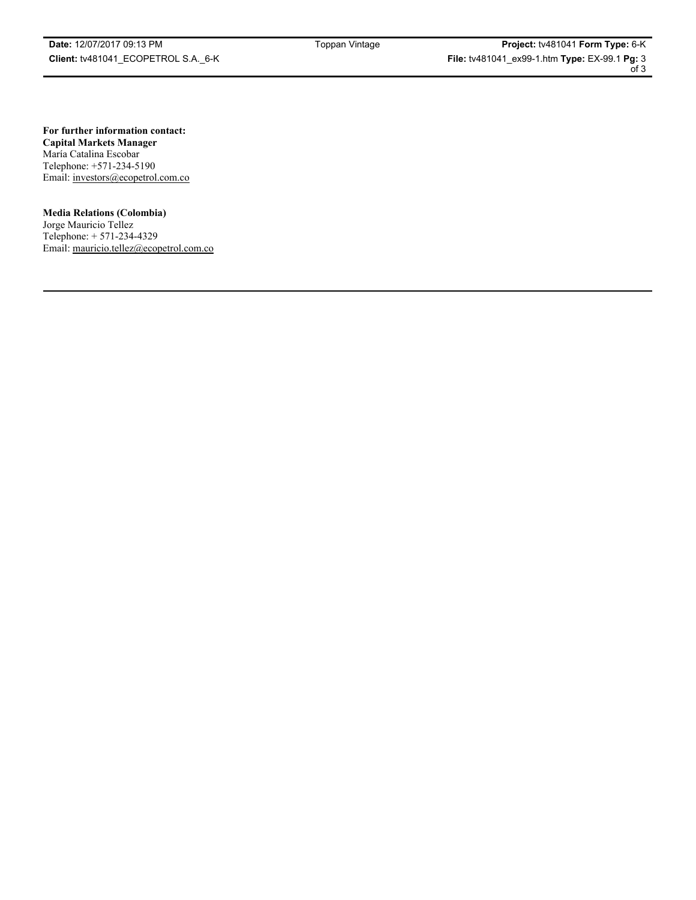**For further information contact:**
**Capital Markets Manager**
María Catalina Escobar
Telephone: +571-234-5190
Email: investors@ecopetrol.com.co

**Media Relations (Colombia)**
Jorge Mauricio Tellez
Telephone: + 571-234-4329
Email: mauricio.tellez@ecopetrol.com.co